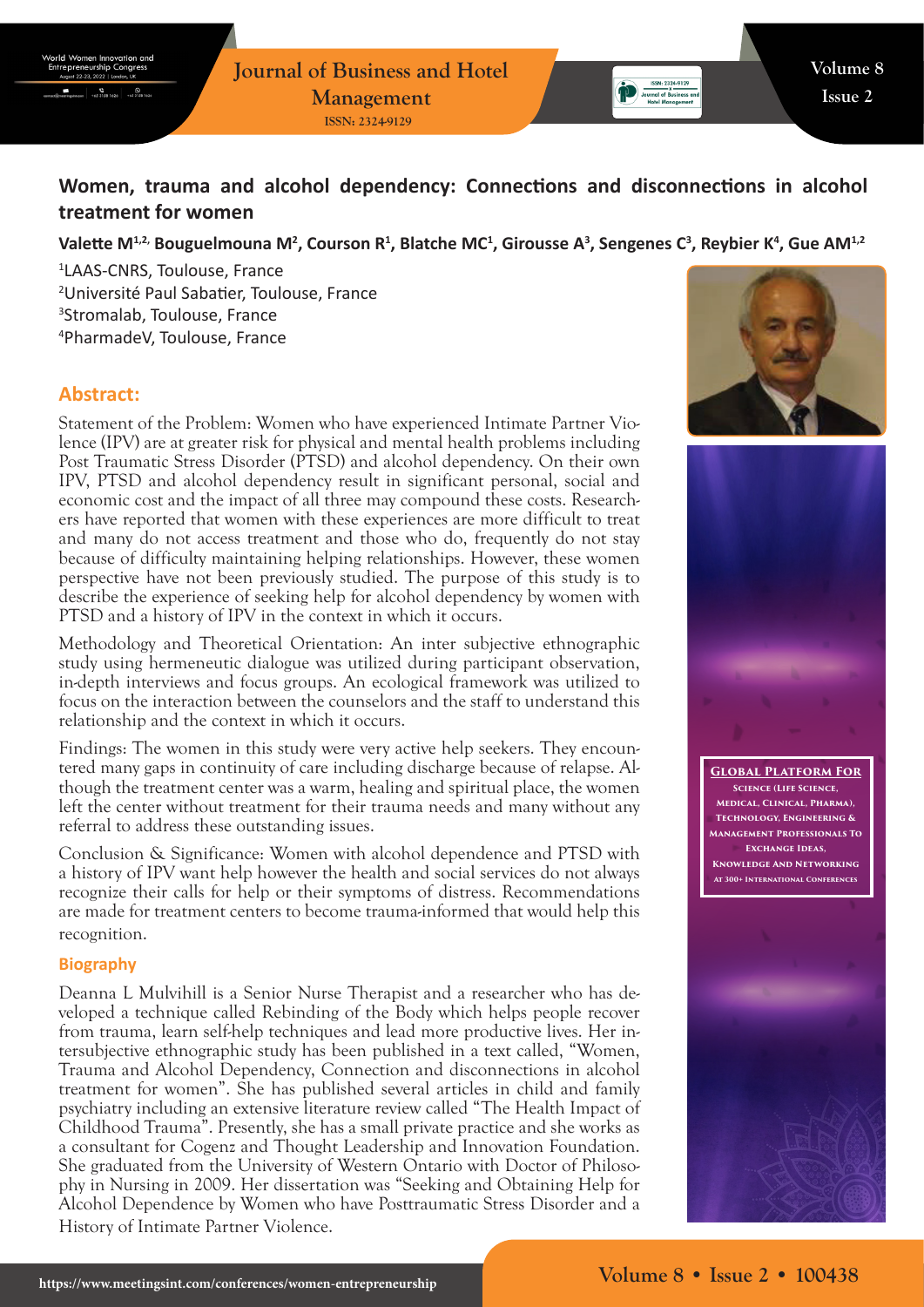# Women, trauma and alcohol dependency: Connections and disconnections in alcohol treatment for women

**Valette M[1,2], Bouguelmouna M[2], Courson R[1], Blatche MC[1], Girousse A[3], Sengenes C[3], Reybier K[4], Gue AM[1,2]**

[1]LAAS-CNRS, Toulouse, France
[2]Université Paul Sabatier, Toulouse, France
[3]Stromalab, Toulouse, France
[4]PharmadeV, Toulouse, France

## Abstract:

Statement of the Problem: Women who have experienced Intimate Partner Violence (IPV) are at greater risk for physical and mental health problems including Post Traumatic Stress Disorder (PTSD) and alcohol dependency. On their own IPV, PTSD and alcohol dependency result in significant personal, social and economic cost and the impact of all three may compound these costs. Researchers have reported that women with these experiences are more difficult to treat and many do not access treatment and those who do, frequently do not stay because of difficulty maintaining helping relationships. However, these women perspective have not been previously studied. The purpose of this study is to describe the experience of seeking help for alcohol dependency by women with PTSD and a history of IPV in the context in which it occurs.

Methodology and Theoretical Orientation: An inter subjective ethnographic study using hermeneutic dialogue was utilized during participant observation, in-depth interviews and focus groups. An ecological framework was utilized to focus on the interaction between the counselors and the staff to understand this relationship and the context in which it occurs.

Findings: The women in this study were very active help seekers. They encountered many gaps in continuity of care including discharge because of relapse. Although the treatment center was a warm, healing and spiritual place, the women left the center without treatment for their trauma needs and many without any referral to address these outstanding issues.

Conclusion & Significance: Women with alcohol dependence and PTSD with a history of IPV want help however the health and social services do not always recognize their calls for help or their symptoms of distress. Recommendations are made for treatment centers to become trauma-informed that would help this recognition.

### Biography

Deanna L Mulvihill is a Senior Nurse Therapist and a researcher who has developed a technique called Rebinding of the Body which helps people recover from trauma, learn self-help techniques and lead more productive lives. Her intersubjective ethnographic study has been published in a text called, "Women, Trauma and Alcohol Dependency, Connection and disconnections in alcohol treatment for women". She has published several articles in child and family psychiatry including an extensive literature review called "The Health Impact of Childhood Trauma". Presently, she has a small private practice and she works as a consultant for Cogenz and Thought Leadership and Innovation Foundation. She graduated from the University of Western Ontario with Doctor of Philosophy in Nursing in 2009. Her dissertation was "Seeking and Obtaining Help for Alcohol Dependence by Women who have Posttraumatic Stress Disorder and a History of Intimate Partner Violence.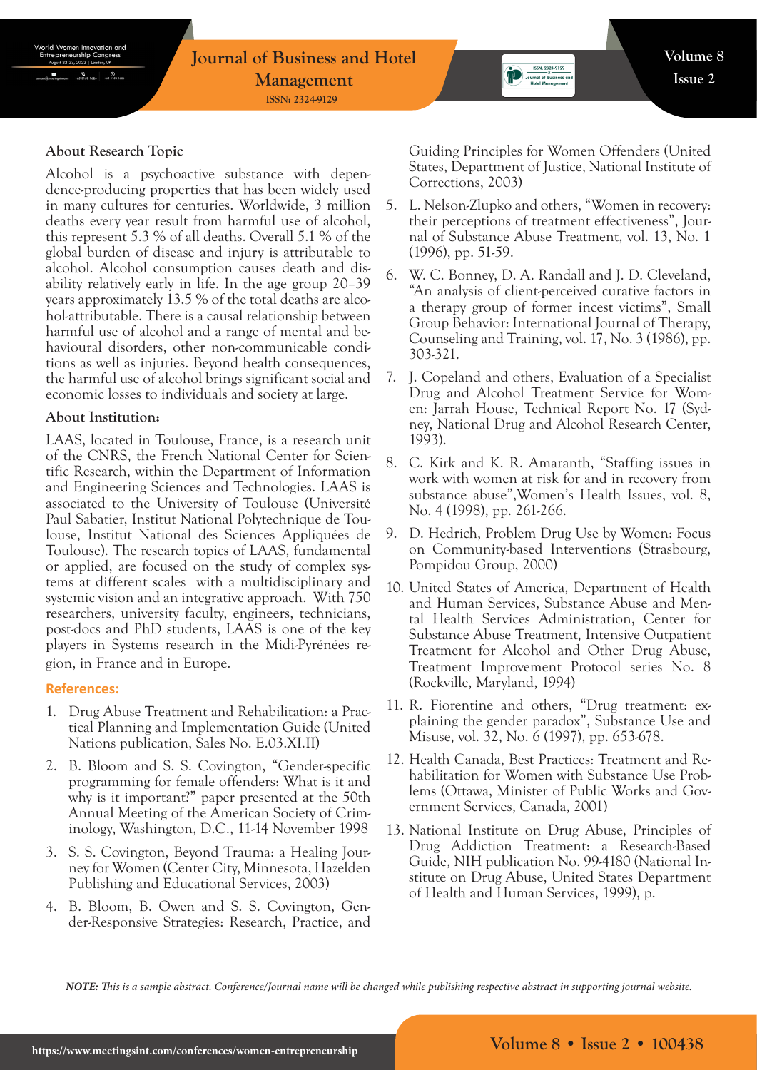### About Research Topic

Alcohol is a psychoactive substance with dependence-producing properties that has been widely used in many cultures for centuries. Worldwide, 3 million deaths every year result from harmful use of alcohol, this represent 5.3 % of all deaths. Overall 5.1 % of the global burden of disease and injury is attributable to alcohol. Alcohol consumption causes death and disability relatively early in life. In the age group 20–39 years approximately 13.5 % of the total deaths are alcohol-attributable. There is a causal relationship between harmful use of alcohol and a range of mental and behavioural disorders, other non-communicable conditions as well as injuries. Beyond health consequences, the harmful use of alcohol brings significant social and economic losses to individuals and society at large.

### About Institution:

LAAS, located in Toulouse, France, is a research unit of the CNRS, the French National Center for Scientific Research, within the Department of Information and Engineering Sciences and Technologies. LAAS is associated to the University of Toulouse (Université Paul Sabatier, Institut National Polytechnique de Toulouse, Institut National des Sciences Appliquées de Toulouse). The research topics of LAAS, fundamental or applied, are focused on the study of complex systems at different scales with a multidisciplinary and systemic vision and an integrative approach. With 750 researchers, university faculty, engineers, technicians, post-docs and PhD students, LAAS is one of the key players in Systems research in the Midi-Pyrénées region, in France and in Europe.

### References:

1. Drug Abuse Treatment and Rehabilitation: a Practical Planning and Implementation Guide (United Nations publication, Sales No. E.03.XI.II)
2. B. Bloom and S. S. Covington, "Gender-specific programming for female offenders: What is it and why is it important?" paper presented at the 50th Annual Meeting of the American Society of Criminology, Washington, D.C., 11-14 November 1998
3. S. S. Covington, Beyond Trauma: a Healing Journey for Women (Center City, Minnesota, Hazelden Publishing and Educational Services, 2003)
4. B. Bloom, B. Owen and S. S. Covington, Gender-Responsive Strategies: Research, Practice, and Guiding Principles for Women Offenders (United States, Department of Justice, National Institute of Corrections, 2003)
5. L. Nelson-Zlupko and others, "Women in recovery: their perceptions of treatment effectiveness", Journal of Substance Abuse Treatment, vol. 13, No. 1 (1996), pp. 51-59.
6. W. C. Bonney, D. A. Randall and J. D. Cleveland, "An analysis of client-perceived curative factors in a therapy group of former incest victims", Small Group Behavior: International Journal of Therapy, Counseling and Training, vol. 17, No. 3 (1986), pp. 303-321.
7. J. Copeland and others, Evaluation of a Specialist Drug and Alcohol Treatment Service for Women: Jarrah House, Technical Report No. 17 (Sydney, National Drug and Alcohol Research Center, 1993).
8. C. Kirk and K. R. Amaranth, "Staffing issues in work with women at risk for and in recovery from substance abuse",Women's Health Issues, vol. 8, No. 4 (1998), pp. 261-266.
9. D. Hedrich, Problem Drug Use by Women: Focus on Community-based Interventions (Strasbourg, Pompidou Group, 2000)
10. United States of America, Department of Health and Human Services, Substance Abuse and Mental Health Services Administration, Center for Substance Abuse Treatment, Intensive Outpatient Treatment for Alcohol and Other Drug Abuse, Treatment Improvement Protocol series No. 8 (Rockville, Maryland, 1994)
11. R. Fiorentine and others, "Drug treatment: explaining the gender paradox", Substance Use and Misuse, vol. 32, No. 6 (1997), pp. 653-678.
12. Health Canada, Best Practices: Treatment and Rehabilitation for Women with Substance Use Problems (Ottawa, Minister of Public Works and Government Services, Canada, 2001)
13. National Institute on Drug Abuse, Principles of Drug Addiction Treatment: a Research-Based Guide, NIH publication No. 99-4180 (National Institute on Drug Abuse, United States Department of Health and Human Services, 1999), p.

***NOTE:** This is a sample abstract. Conference/Journal name will be changed while publishing respective abstract in supporting journal website.*